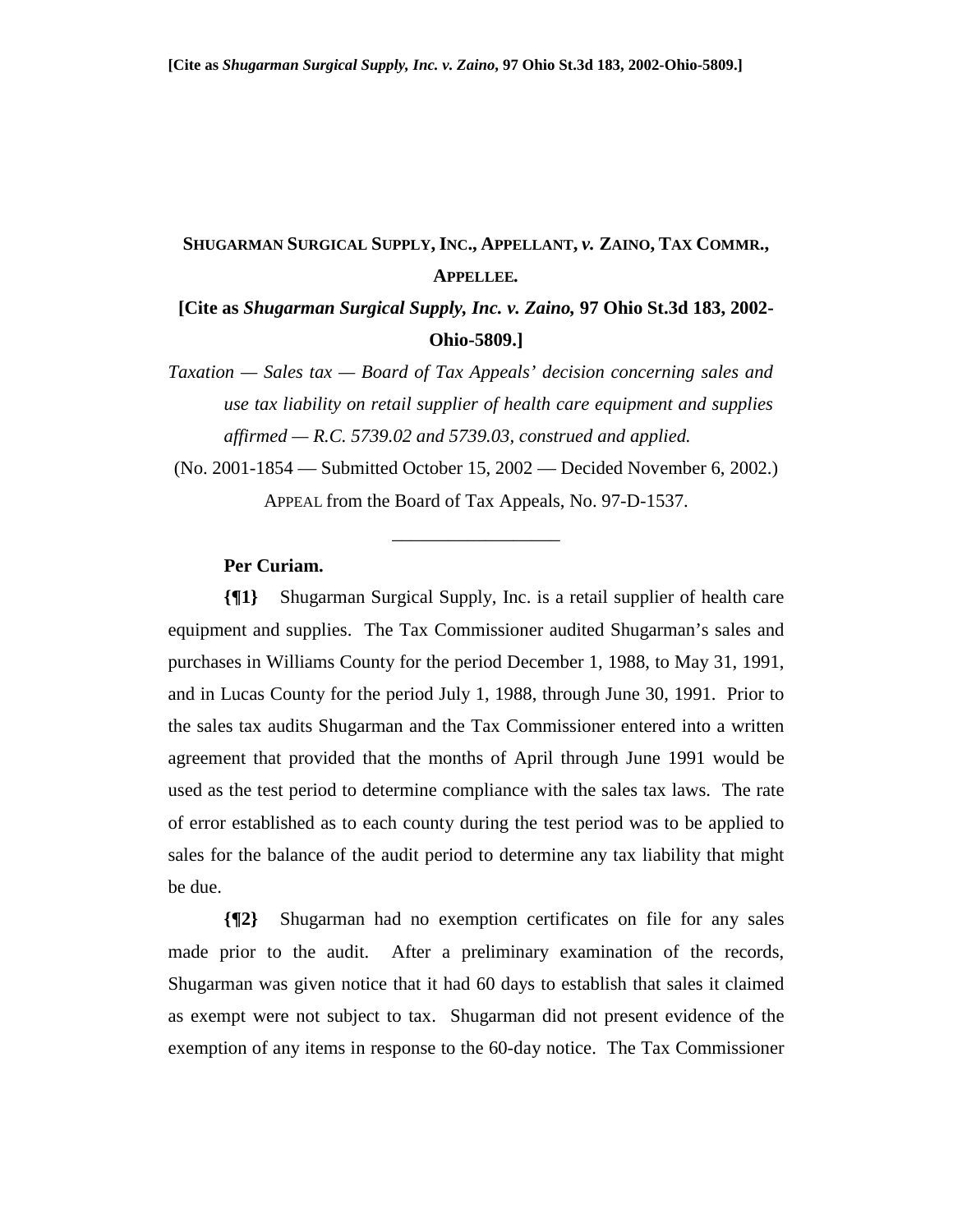**SHUGARMAN SURGICAL SUPPLY, INC., APPELLANT, *v.* ZAINO, TAX COMMR., APPELLEE.**

**[Cite as *Shugarman Surgical Supply, Inc. v. Zaino,* 97 Ohio St.3d 183, 2002-Ohio-5809.]**

*Taxation — Sales tax — Board of Tax Appeals' decision concerning sales and use tax liability on retail supplier of health care equipment and supplies affirmed — R.C. 5739.02 and 5739.03, construed and applied.*

(No. 2001-1854 — Submitted October 15, 2002 — Decided November 6, 2002.)

APPEAL from the Board of Tax Appeals, No. 97-D-1537.

---

**Per Curiam.**

**{¶1}** Shugarman Surgical Supply, Inc. is a retail supplier of health care equipment and supplies. The Tax Commissioner audited Shugarman's sales and purchases in Williams County for the period December 1, 1988, to May 31, 1991, and in Lucas County for the period July 1, 1988, through June 30, 1991. Prior to the sales tax audits Shugarman and the Tax Commissioner entered into a written agreement that provided that the months of April through June 1991 would be used as the test period to determine compliance with the sales tax laws. The rate of error established as to each county during the test period was to be applied to sales for the balance of the audit period to determine any tax liability that might be due.

**{¶2}** Shugarman had no exemption certificates on file for any sales made prior to the audit. After a preliminary examination of the records, Shugarman was given notice that it had 60 days to establish that sales it claimed as exempt were not subject to tax. Shugarman did not present evidence of the exemption of any items in response to the 60-day notice. The Tax Commissioner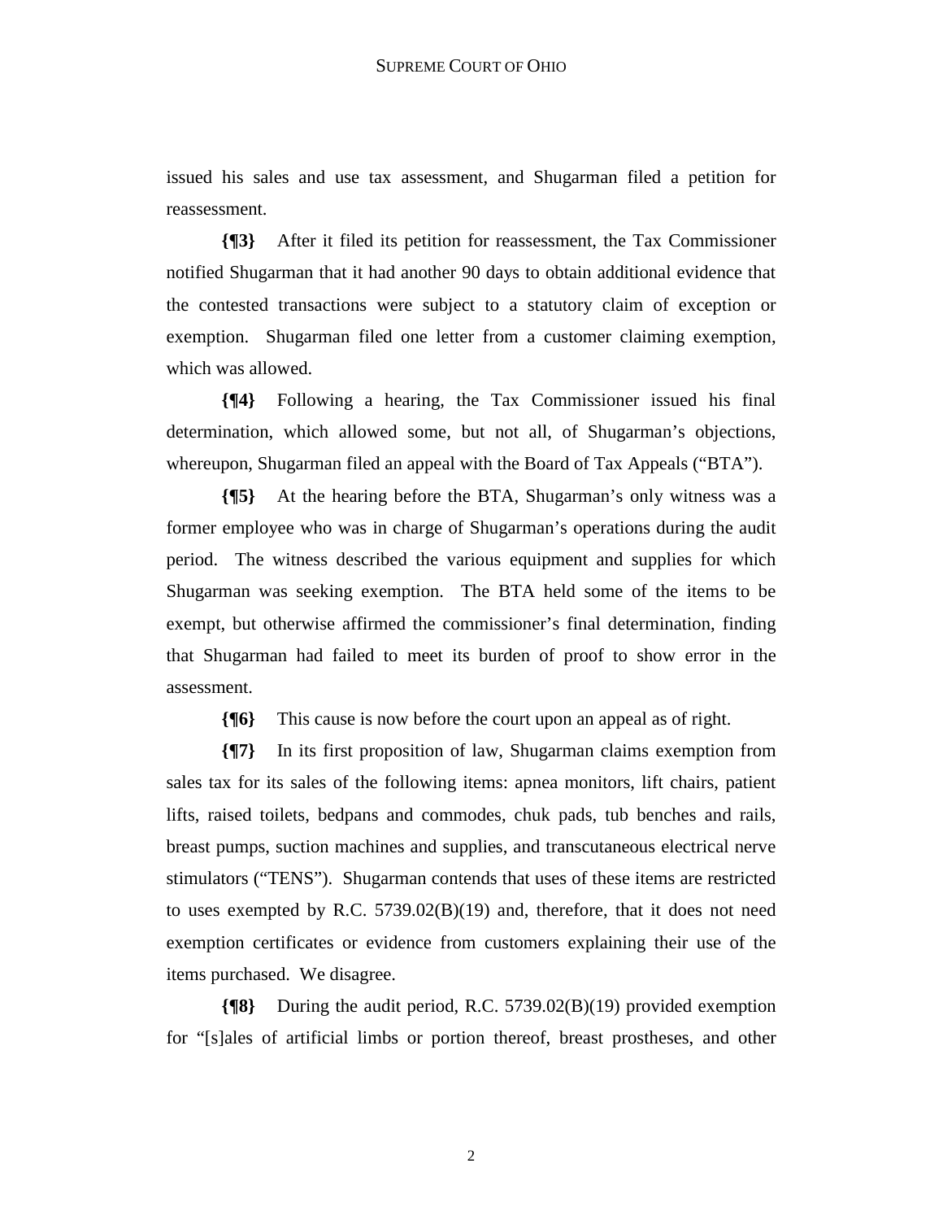issued his sales and use tax assessment, and Shugarman filed a petition for reassessment.

**{¶3}** After it filed its petition for reassessment, the Tax Commissioner notified Shugarman that it had another 90 days to obtain additional evidence that the contested transactions were subject to a statutory claim of exception or exemption. Shugarman filed one letter from a customer claiming exemption, which was allowed.

**{¶4}** Following a hearing, the Tax Commissioner issued his final determination, which allowed some, but not all, of Shugarman's objections, whereupon, Shugarman filed an appeal with the Board of Tax Appeals ("BTA").

**{¶5}** At the hearing before the BTA, Shugarman's only witness was a former employee who was in charge of Shugarman's operations during the audit period. The witness described the various equipment and supplies for which Shugarman was seeking exemption. The BTA held some of the items to be exempt, but otherwise affirmed the commissioner's final determination, finding that Shugarman had failed to meet its burden of proof to show error in the assessment.

**{¶6}** This cause is now before the court upon an appeal as of right.

**{¶7}** In its first proposition of law, Shugarman claims exemption from sales tax for its sales of the following items: apnea monitors, lift chairs, patient lifts, raised toilets, bedpans and commodes, chuk pads, tub benches and rails, breast pumps, suction machines and supplies, and transcutaneous electrical nerve stimulators ("TENS"). Shugarman contends that uses of these items are restricted to uses exempted by R.C. 5739.02(B)(19) and, therefore, that it does not need exemption certificates or evidence from customers explaining their use of the items purchased. We disagree.

**{¶8}** During the audit period, R.C. 5739.02(B)(19) provided exemption for "[s]ales of artificial limbs or portion thereof, breast prostheses, and other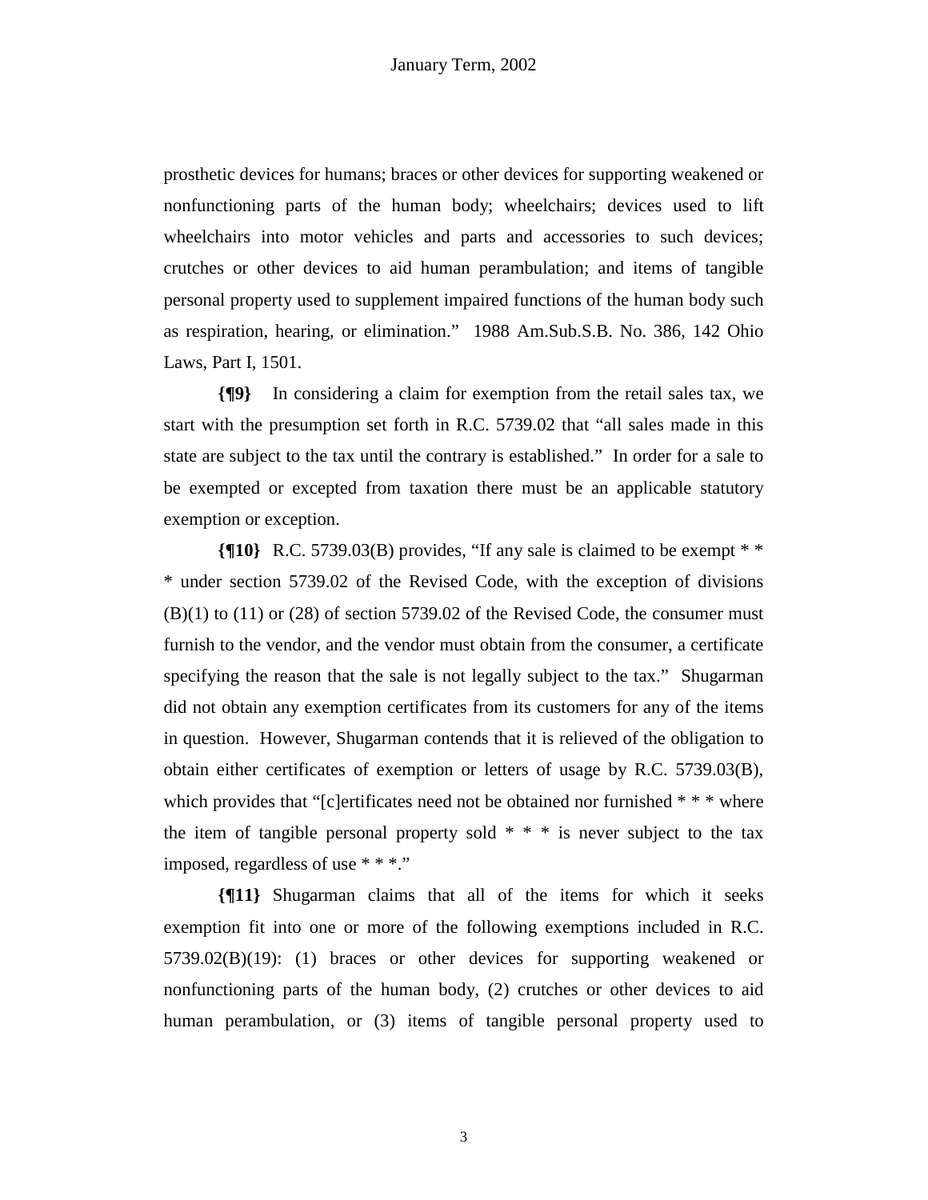prosthetic devices for humans; braces or other devices for supporting weakened or nonfunctioning parts of the human body; wheelchairs; devices used to lift wheelchairs into motor vehicles and parts and accessories to such devices; crutches or other devices to aid human perambulation; and items of tangible personal property used to supplement impaired functions of the human body such as respiration, hearing, or elimination." 1988 Am.Sub.S.B. No. 386, 142 Ohio Laws, Part I, 1501.

**{¶9}** In considering a claim for exemption from the retail sales tax, we start with the presumption set forth in R.C. 5739.02 that "all sales made in this state are subject to the tax until the contrary is established." In order for a sale to be exempted or excepted from taxation there must be an applicable statutory exemption or exception.

**{¶10}** R.C. 5739.03(B) provides, "If any sale is claimed to be exempt * * * under section 5739.02 of the Revised Code, with the exception of divisions (B)(1) to (11) or (28) of section 5739.02 of the Revised Code, the consumer must furnish to the vendor, and the vendor must obtain from the consumer, a certificate specifying the reason that the sale is not legally subject to the tax." Shugarman did not obtain any exemption certificates from its customers for any of the items in question. However, Shugarman contends that it is relieved of the obligation to obtain either certificates of exemption or letters of usage by R.C. 5739.03(B), which provides that "[c]ertificates need not be obtained nor furnished * * * where the item of tangible personal property sold * * * is never subject to the tax imposed, regardless of use * * *."

**{¶11}** Shugarman claims that all of the items for which it seeks exemption fit into one or more of the following exemptions included in R.C. 5739.02(B)(19): (1) braces or other devices for supporting weakened or nonfunctioning parts of the human body, (2) crutches or other devices to aid human perambulation, or (3) items of tangible personal property used to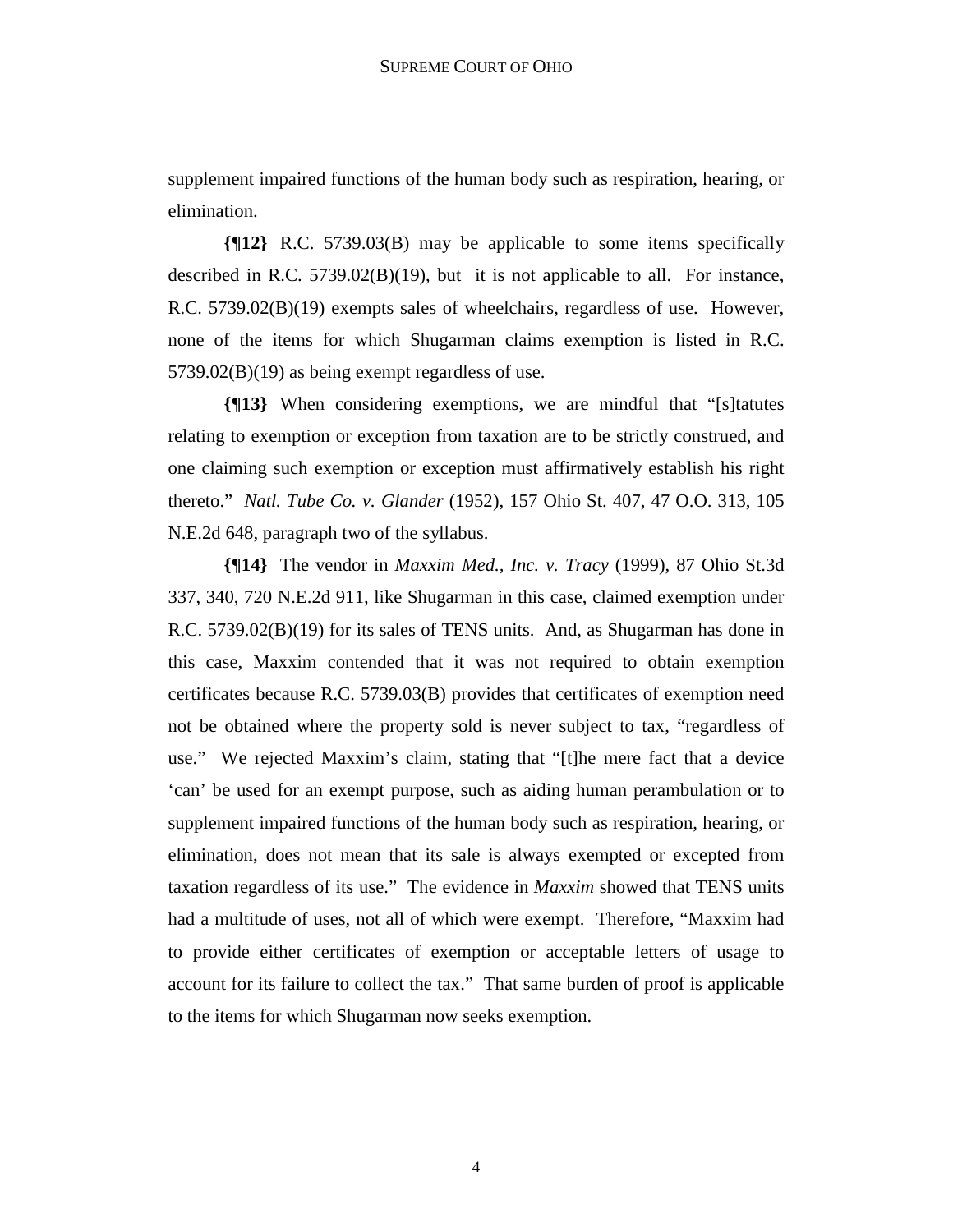supplement impaired functions of the human body such as respiration, hearing, or elimination.

**{¶12}** R.C. 5739.03(B) may be applicable to some items specifically described in R.C. 5739.02(B)(19), but it is not applicable to all. For instance, R.C. 5739.02(B)(19) exempts sales of wheelchairs, regardless of use. However, none of the items for which Shugarman claims exemption is listed in R.C. 5739.02(B)(19) as being exempt regardless of use.

**{¶13}** When considering exemptions, we are mindful that "[s]tatutes relating to exemption or exception from taxation are to be strictly construed, and one claiming such exemption or exception must affirmatively establish his right thereto." *Natl. Tube Co. v. Glander* (1952), 157 Ohio St. 407, 47 O.O. 313, 105 N.E.2d 648, paragraph two of the syllabus.

**{¶14}** The vendor in *Maxxim Med., Inc. v. Tracy* (1999), 87 Ohio St.3d 337, 340, 720 N.E.2d 911, like Shugarman in this case, claimed exemption under R.C. 5739.02(B)(19) for its sales of TENS units. And, as Shugarman has done in this case, Maxxim contended that it was not required to obtain exemption certificates because R.C. 5739.03(B) provides that certificates of exemption need not be obtained where the property sold is never subject to tax, "regardless of use." We rejected Maxxim's claim, stating that "[t]he mere fact that a device 'can' be used for an exempt purpose, such as aiding human perambulation or to supplement impaired functions of the human body such as respiration, hearing, or elimination, does not mean that its sale is always exempted or excepted from taxation regardless of its use." The evidence in *Maxxim* showed that TENS units had a multitude of uses, not all of which were exempt. Therefore, "Maxxim had to provide either certificates of exemption or acceptable letters of usage to account for its failure to collect the tax." That same burden of proof is applicable to the items for which Shugarman now seeks exemption.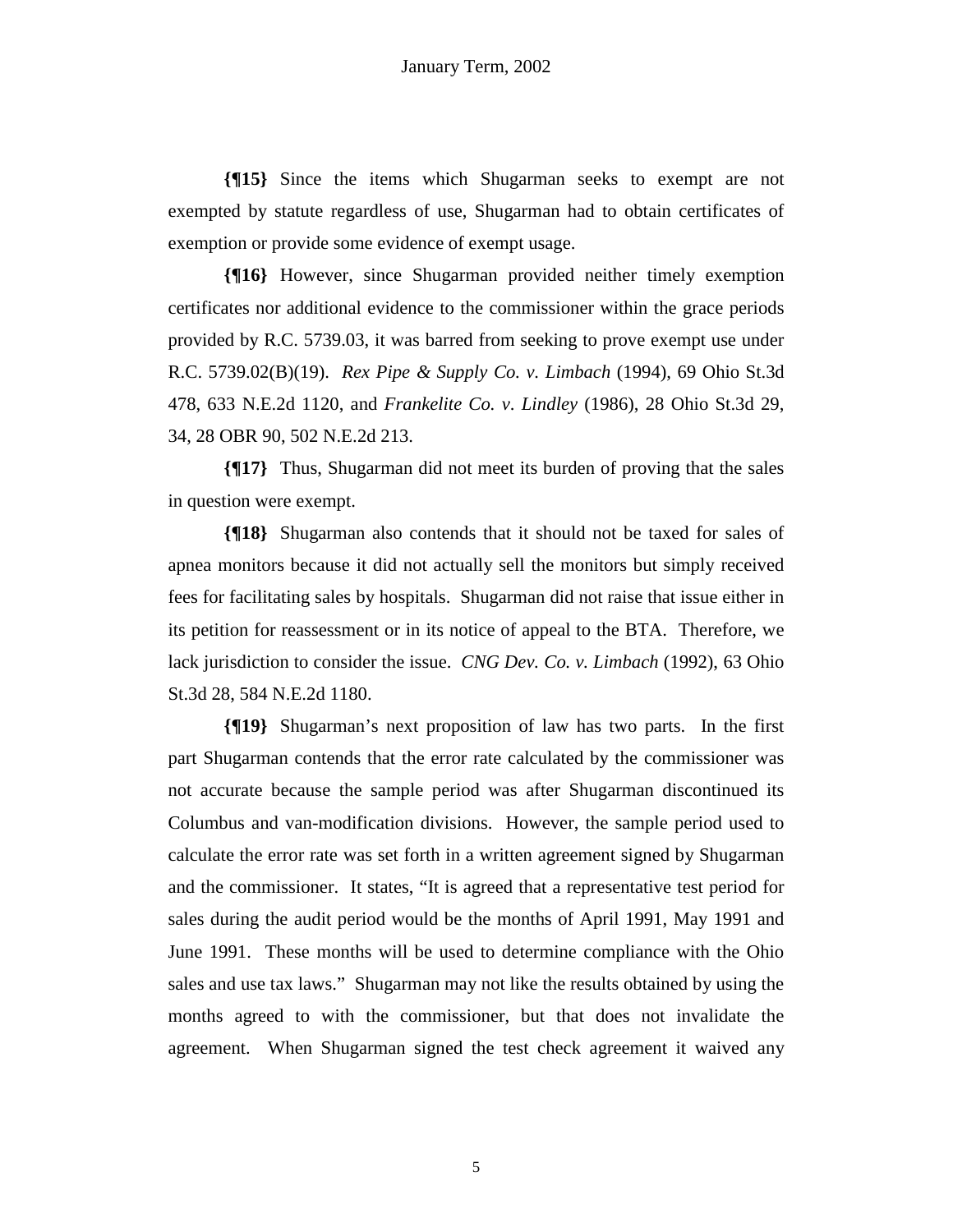**{¶15}** Since the items which Shugarman seeks to exempt are not exempted by statute regardless of use, Shugarman had to obtain certificates of exemption or provide some evidence of exempt usage.

**{¶16}** However, since Shugarman provided neither timely exemption certificates nor additional evidence to the commissioner within the grace periods provided by R.C. 5739.03, it was barred from seeking to prove exempt use under R.C. 5739.02(B)(19). *Rex Pipe & Supply Co. v. Limbach* (1994), 69 Ohio St.3d 478, 633 N.E.2d 1120, and *Frankelite Co. v. Lindley* (1986), 28 Ohio St.3d 29, 34, 28 OBR 90, 502 N.E.2d 213.

**{¶17}** Thus, Shugarman did not meet its burden of proving that the sales in question were exempt.

**{¶18}** Shugarman also contends that it should not be taxed for sales of apnea monitors because it did not actually sell the monitors but simply received fees for facilitating sales by hospitals. Shugarman did not raise that issue either in its petition for reassessment or in its notice of appeal to the BTA. Therefore, we lack jurisdiction to consider the issue. *CNG Dev. Co. v. Limbach* (1992), 63 Ohio St.3d 28, 584 N.E.2d 1180.

**{¶19}** Shugarman's next proposition of law has two parts. In the first part Shugarman contends that the error rate calculated by the commissioner was not accurate because the sample period was after Shugarman discontinued its Columbus and van-modification divisions. However, the sample period used to calculate the error rate was set forth in a written agreement signed by Shugarman and the commissioner. It states, "It is agreed that a representative test period for sales during the audit period would be the months of April 1991, May 1991 and June 1991. These months will be used to determine compliance with the Ohio sales and use tax laws." Shugarman may not like the results obtained by using the months agreed to with the commissioner, but that does not invalidate the agreement. When Shugarman signed the test check agreement it waived any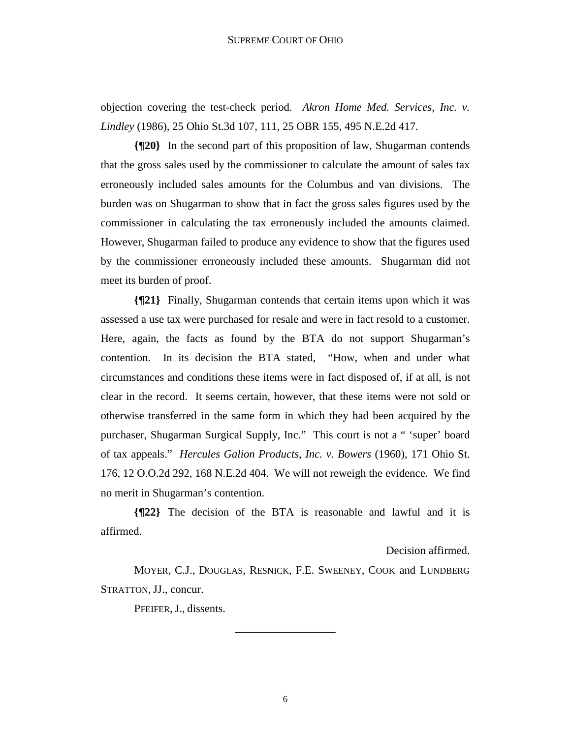objection covering the test-check period. *Akron Home Med. Services, Inc. v. Lindley* (1986), 25 Ohio St.3d 107, 111, 25 OBR 155, 495 N.E.2d 417.

**{¶20}** In the second part of this proposition of law, Shugarman contends that the gross sales used by the commissioner to calculate the amount of sales tax erroneously included sales amounts for the Columbus and van divisions. The burden was on Shugarman to show that in fact the gross sales figures used by the commissioner in calculating the tax erroneously included the amounts claimed. However, Shugarman failed to produce any evidence to show that the figures used by the commissioner erroneously included these amounts. Shugarman did not meet its burden of proof.

**{¶21}** Finally, Shugarman contends that certain items upon which it was assessed a use tax were purchased for resale and were in fact resold to a customer. Here, again, the facts as found by the BTA do not support Shugarman's contention. In its decision the BTA stated, "How, when and under what circumstances and conditions these items were in fact disposed of, if at all, is not clear in the record. It seems certain, however, that these items were not sold or otherwise transferred in the same form in which they had been acquired by the purchaser, Shugarman Surgical Supply, Inc." This court is not a " 'super' board of tax appeals." *Hercules Galion Products, Inc. v. Bowers* (1960), 171 Ohio St. 176, 12 O.O.2d 292, 168 N.E.2d 404. We will not reweigh the evidence. We find no merit in Shugarman's contention.

**{¶22}** The decision of the BTA is reasonable and lawful and it is affirmed.

Decision affirmed.

MOYER, C.J., DOUGLAS, RESNICK, F.E. SWEENEY, COOK and LUNDBERG STRATTON, JJ., concur.

PFEIFER, J., dissents.

---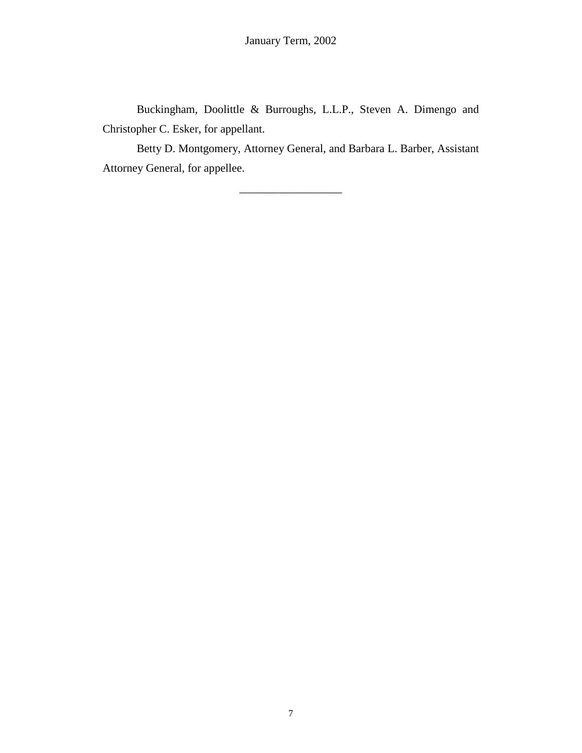Buckingham, Doolittle & Burroughs, L.L.P., Steven A. Dimengo and Christopher C. Esker, for appellant.

Betty D. Montgomery, Attorney General, and Barbara L. Barber, Assistant Attorney General, for appellee.

__________________